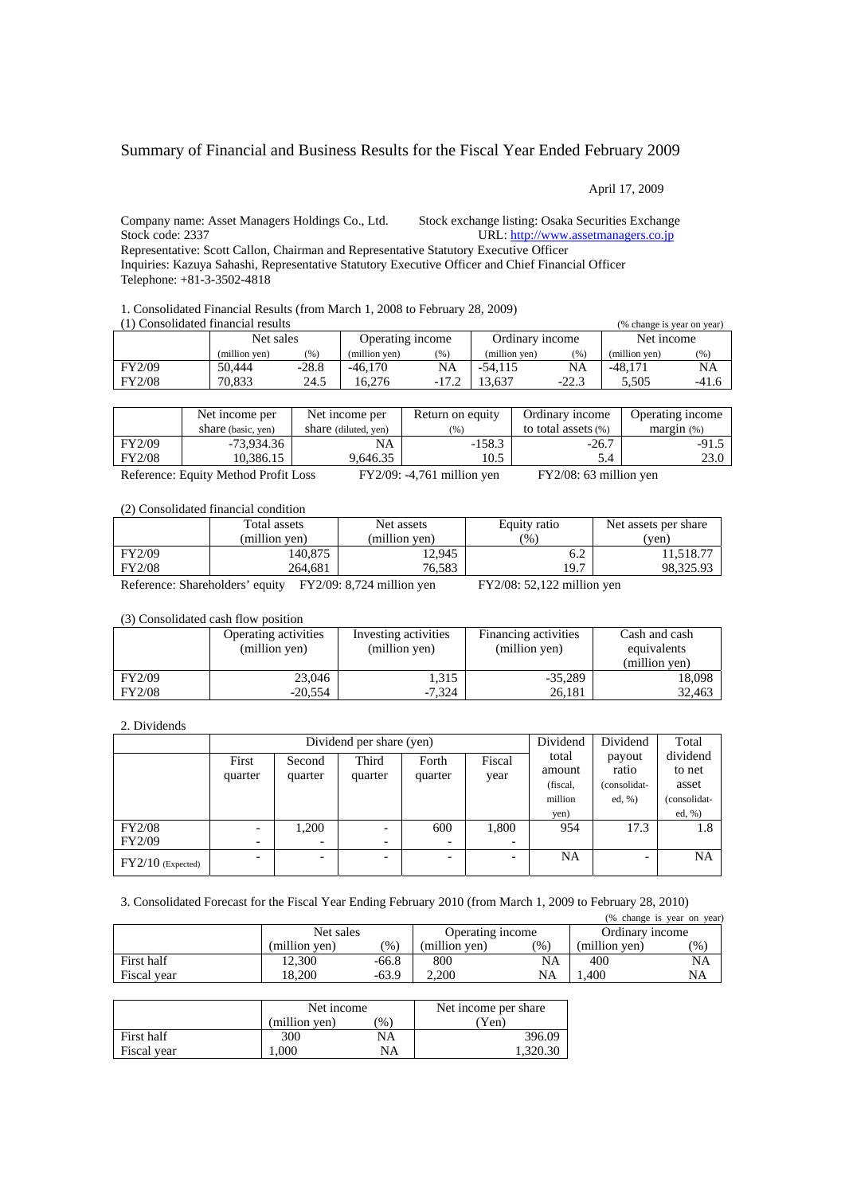# Summary of Financial and Business Results for the Fiscal Year Ended February 2009

April 17, 2009

Company name: Asset Managers Holdings Co., Ltd. Stock exchange listing: Osaka Securities Exchange
Stock code: 2337 URL: http://www.assetmanagers.co.jp
Representative: Scott Callon, Chairman and Representative Statutory Executive Officer
Inquiries: Kazuya Sahashi, Representative Statutory Executive Officer and Chief Financial Officer
Telephone: +81-3-3502-4818

1. Consolidated Financial Results (from March 1, 2008 to February 28, 2009)

(1) Consolidated financial results (% change is year on year)

| | Net sales | | Operating income | | Ordinary income | | Net income | |
|---|---|---|---|---|---|---|---|---|
| | (million yen) | (%) | (million yen) | (%) | (million yen) | (%) | (million yen) | (%) |
| FY2/09 | 50,444 | -28.8 | -46,170 | NA | -54,115 | NA | -48,171 | NA |
| FY2/08 | 70,833 | 24.5 | 16,276 | -17.2 | 13,637 | -22.3 | 5,505 | -41.6 |

| | Net income per share (basic, yen) | Net income per share (diluted, yen) | Return on equity (%) | Ordinary income to total assets (%) | Operating income margin (%) |
|---|---|---|---|---|---|
| FY2/09 | -73,934.36 | NA | -158.3 | -26.7 | -91.5 |
| FY2/08 | 10,386.15 | 9,646.35 | 10.5 | 5.4 | 23.0 |

Reference: Equity Method Profit Loss FY2/09: -4,761 million yen FY2/08: 63 million yen

(2) Consolidated financial condition

| | Total assets (million yen) | Net assets (million yen) | Equity ratio (%) | Net assets per share (yen) |
|---|---|---|---|---|
| FY2/09 | 140,875 | 12,945 | 6.2 | 11,518.77 |
| FY2/08 | 264,681 | 76,583 | 19.7 | 98,325.93 |

Reference: Shareholders' equity FY2/09: 8,724 million yen FY2/08: 52,122 million yen

(3) Consolidated cash flow position

| | Operating activities (million yen) | Investing activities (million yen) | Financing activities (million yen) | Cash and cash equivalents (million yen) |
|---|---|---|---|---|
| FY2/09 | 23,046 | 1,315 | -35,289 | 18,098 |
| FY2/08 | -20,554 | -7,324 | 26,181 | 32,463 |

2. Dividends

| | Dividend per share (yen) | | | | | Dividend total amount (fiscal, million yen) | Dividend payout ratio (consolidated, %) | Total dividend to net asset (consolidated, %) |
|---|---|---|---|---|---|---|---|---|
| | First quarter | Second quarter | Third quarter | Forth quarter | Fiscal year | | | |
| FY2/08 | - | 1,200 | - | 600 | 1,800 | 954 | 17.3 | 1.8 |
| FY2/09 | - | - | - | - | - | | | |
| FY2/10 (Expected) | - | - | - | - | - | NA | - | NA |

3. Consolidated Forecast for the Fiscal Year Ending February 2010 (from March 1, 2009 to February 28, 2010)

(% change is year on year)

| | Net sales | | Operating income | | Ordinary income | |
|---|---|---|---|---|---|---|
| | (million yen) | (%) | (million yen) | (%) | (million yen) | (%) |
| First half | 12,300 | -66.8 | 800 | NA | 400 | NA |
| Fiscal year | 18,200 | -63.9 | 2,200 | NA | 1,400 | NA |

| | Net income | | Net income per share |
|---|---|---|---|
| | (million yen) | (%) | (Yen) |
| First half | 300 | NA | 396.09 |
| Fiscal year | 1,000 | NA | 1,320.30 |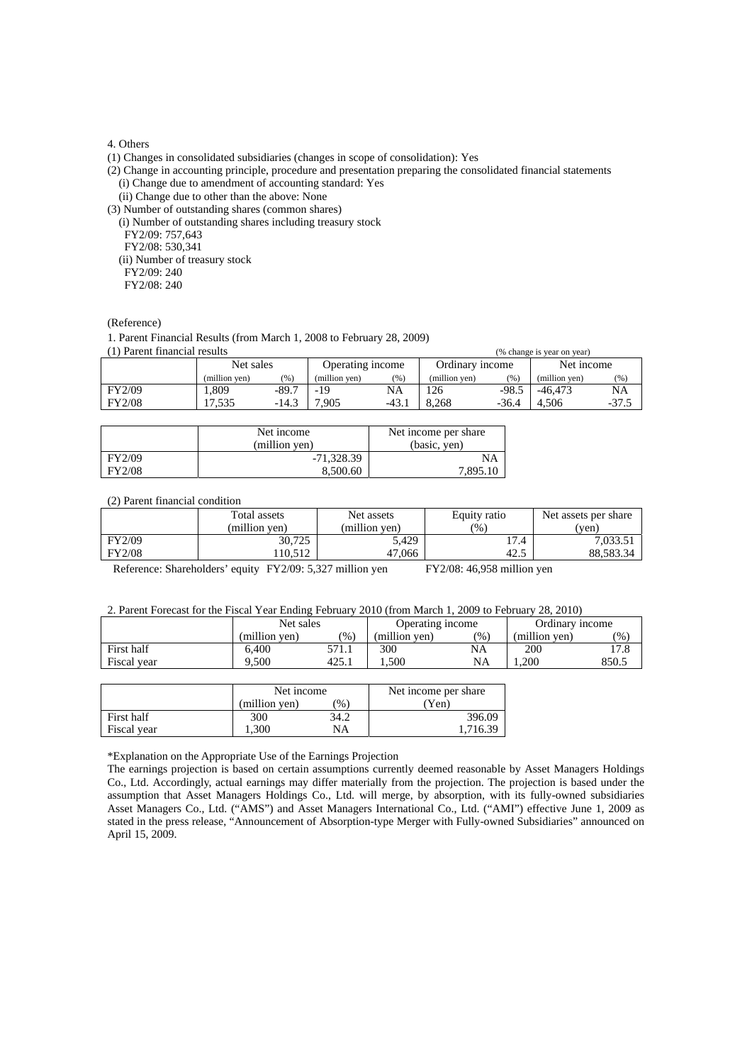4. Others

(1) Changes in consolidated subsidiaries (changes in scope of consolidation): Yes

(2) Change in accounting principle, procedure and presentation preparing the consolidated financial statements

(i) Change due to amendment of accounting standard: Yes

(ii) Change due to other than the above: None

(3) Number of outstanding shares (common shares)

(i) Number of outstanding shares including treasury stock

FY2/09: 757,643

FY2/08: 530,341

(ii) Number of treasury stock

FY2/09: 240

FY2/08: 240

(Reference)

1. Parent Financial Results (from March 1, 2008 to February 28, 2009)

(1) Parent financial results (% change is year on year)

| | Net sales | | Operating income | | Ordinary income | | Net income | |
|---|---|---|---|---|---|---|---|---|
| | (million yen) | (%) | (million yen) | (%) | (million yen) | (%) | (million yen) | (%) |
| FY2/09 | 1,809 | -89.7 | -19 | NA | 126 | -98.5 | -46,473 | NA |
| FY2/08 | 17,535 | -14.3 | 7,905 | -43.1 | 8,268 | -36.4 | 4,506 | -37.5 |

| | Net income (million yen) | Net income per share (basic, yen) |
|---|---|---|
| FY2/09 | -71,328.39 | NA |
| FY2/08 | 8,500.60 | 7,895.10 |

(2) Parent financial condition

| | Total assets (million yen) | Net assets (million yen) | Equity ratio (%) | Net assets per share (yen) |
|---|---|---|---|---|
| FY2/09 | 30,725 | 5,429 | 17.4 | 7,033.51 |
| FY2/08 | 110,512 | 47,066 | 42.5 | 88,583.34 |

Reference: Shareholders' equity FY2/09: 5,327 million yen FY2/08: 46,958 million yen

2. Parent Forecast for the Fiscal Year Ending February 2010 (from March 1, 2009 to February 28, 2010)

| | Net sales | | Operating income | | Ordinary income | |
|---|---|---|---|---|---|---|
| | (million yen) | (%) | (million yen) | (%) | (million yen) | (%) |
| First half | 6,400 | 571.1 | 300 | NA | 200 | 17.8 |
| Fiscal year | 9,500 | 425.1 | 1,500 | NA | 1,200 | 850.5 |

| | Net income | | Net income per share |
|---|---|---|---|
| | (million yen) | (%) | (Yen) |
| First half | 300 | 34.2 | 396.09 |
| Fiscal year | 1,300 | NA | 1,716.39 |

*Explanation on the Appropriate Use of the Earnings Projection

The earnings projection is based on certain assumptions currently deemed reasonable by Asset Managers Holdings Co., Ltd. Accordingly, actual earnings may differ materially from the projection. The projection is based under the assumption that Asset Managers Holdings Co., Ltd. will merge, by absorption, with its fully-owned subsidiaries Asset Managers Co., Ltd. ("AMS") and Asset Managers International Co., Ltd. ("AMI") effective June 1, 2009 as stated in the press release, "Announcement of Absorption-type Merger with Fully-owned Subsidiaries" announced on April 15, 2009.